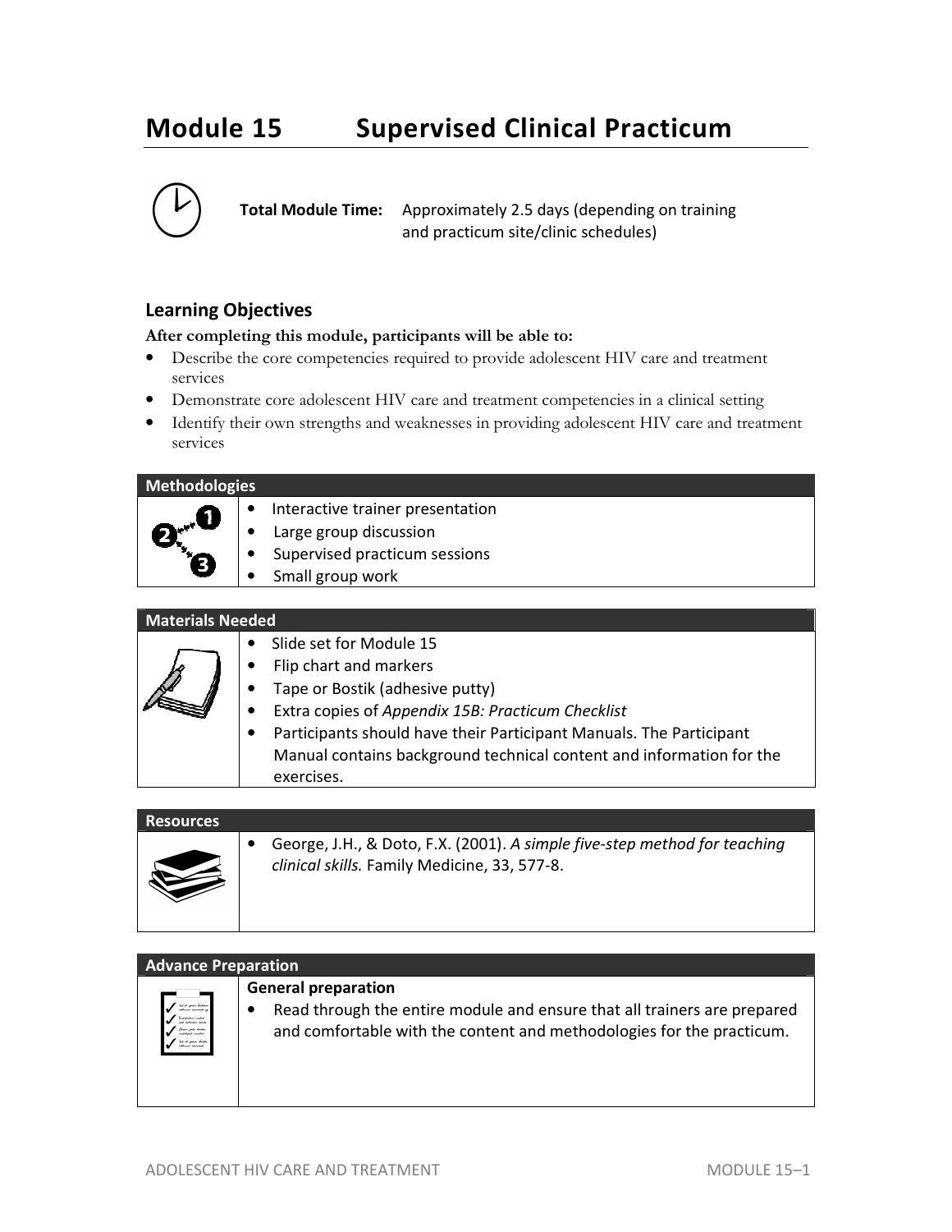# Module 15 Supervised Clinical Practicum

**Total Module Time:** Approximately 2.5 days (depending on training and practicum site/clinic schedules)

## Learning Objectives

**After completing this module, participants will be able to:**

- Describe the core competencies required to provide adolescent HIV care and treatment services
- Demonstrate core adolescent HIV care and treatment competencies in a clinical setting
- Identify their own strengths and weaknesses in providing adolescent HIV care and treatment services

### Methodologies

- Interactive trainer presentation
- Large group discussion
- Supervised practicum sessions
- Small group work

### Materials Needed

- Slide set for Module 15
- Flip chart and markers
- Tape or Bostik (adhesive putty)
- Extra copies of *Appendix 15B: Practicum Checklist*
- Participants should have their Participant Manuals. The Participant Manual contains background technical content and information for the exercises.

### Resources

- George, J.H., & Doto, F.X. (2001). *A simple five-step method for teaching clinical skills.* Family Medicine, 33, 577-8.

### Advance Preparation

**General preparation**

- Read through the entire module and ensure that all trainers are prepared and comfortable with the content and methodologies for the practicum.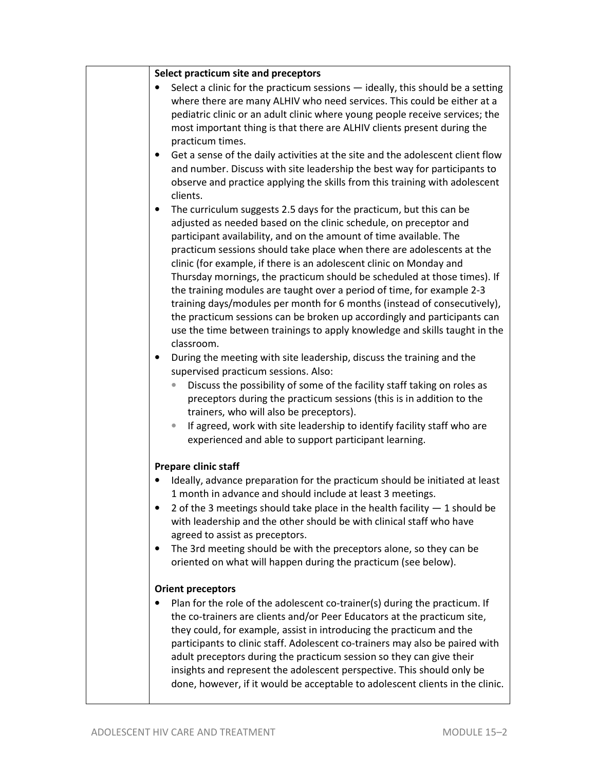**Select practicum site and preceptors**

- Select a clinic for the practicum sessions — ideally, this should be a setting where there are many ALHIV who need services. This could be either at a pediatric clinic or an adult clinic where young people receive services; the most important thing is that there are ALHIV clients present during the practicum times.
- Get a sense of the daily activities at the site and the adolescent client flow and number. Discuss with site leadership the best way for participants to observe and practice applying the skills from this training with adolescent clients.
- The curriculum suggests 2.5 days for the practicum, but this can be adjusted as needed based on the clinic schedule, on preceptor and participant availability, and on the amount of time available. The practicum sessions should take place when there are adolescents at the clinic (for example, if there is an adolescent clinic on Monday and Thursday mornings, the practicum should be scheduled at those times). If the training modules are taught over a period of time, for example 2-3 training days/modules per month for 6 months (instead of consecutively), the practicum sessions can be broken up accordingly and participants can use the time between trainings to apply knowledge and skills taught in the classroom.
- During the meeting with site leadership, discuss the training and the supervised practicum sessions. Also:
  - Discuss the possibility of some of the facility staff taking on roles as preceptors during the practicum sessions (this is in addition to the trainers, who will also be preceptors).
  - If agreed, work with site leadership to identify facility staff who are experienced and able to support participant learning.

**Prepare clinic staff**

- Ideally, advance preparation for the practicum should be initiated at least 1 month in advance and should include at least 3 meetings.
- 2 of the 3 meetings should take place in the health facility — 1 should be with leadership and the other should be with clinical staff who have agreed to assist as preceptors.
- The 3rd meeting should be with the preceptors alone, so they can be oriented on what will happen during the practicum (see below).

**Orient preceptors**

- Plan for the role of the adolescent co-trainer(s) during the practicum. If the co-trainers are clients and/or Peer Educators at the practicum site, they could, for example, assist in introducing the practicum and the participants to clinic staff. Adolescent co-trainers may also be paired with adult preceptors during the practicum session so they can give their insights and represent the adolescent perspective. This should only be done, however, if it would be acceptable to adolescent clients in the clinic.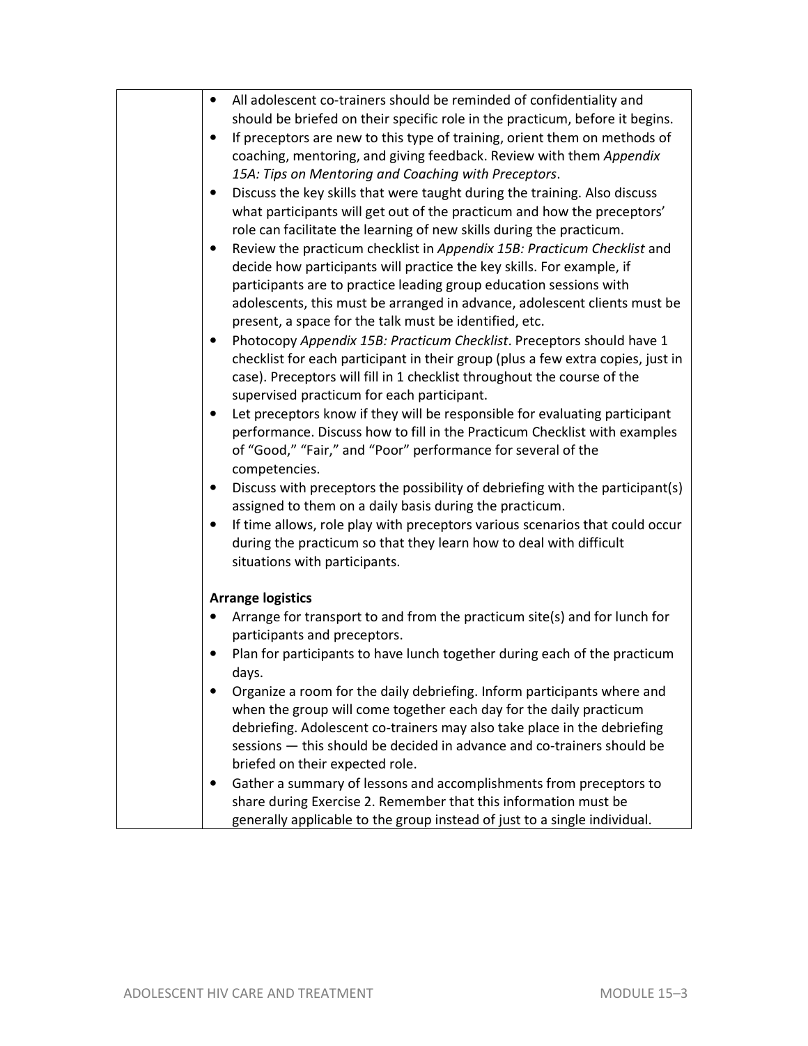| | - All adolescent co-trainers should be reminded of confidentiality and should be briefed on their specific role in the practicum, before it begins.<br>- If preceptors are new to this type of training, orient them on methods of coaching, mentoring, and giving feedback. Review with them *Appendix 15A: Tips on Mentoring and Coaching with Preceptors*.<br>- Discuss the key skills that were taught during the training. Also discuss what participants will get out of the practicum and how the preceptors' role can facilitate the learning of new skills during the practicum.<br>- Review the practicum checklist in *Appendix 15B: Practicum Checklist* and decide how participants will practice the key skills. For example, if participants are to practice leading group education sessions with adolescents, this must be arranged in advance, adolescent clients must be present, a space for the talk must be identified, etc.<br>- Photocopy *Appendix 15B: Practicum Checklist*. Preceptors should have 1 checklist for each participant in their group (plus a few extra copies, just in case). Preceptors will fill in 1 checklist throughout the course of the supervised practicum for each participant.<br>- Let preceptors know if they will be responsible for evaluating participant performance. Discuss how to fill in the Practicum Checklist with examples of "Good," "Fair," and "Poor" performance for several of the competencies.<br>- Discuss with preceptors the possibility of debriefing with the participant(s) assigned to them on a daily basis during the practicum.<br>- If time allows, role play with preceptors various scenarios that could occur during the practicum so that they learn how to deal with difficult situations with participants.<br><br>**Arrange logistics**<br>- Arrange for transport to and from the practicum site(s) and for lunch for participants and preceptors.<br>- Plan for participants to have lunch together during each of the practicum days.<br>- Organize a room for the daily debriefing. Inform participants where and when the group will come together each day for the daily practicum debriefing. Adolescent co-trainers may also take place in the debriefing sessions — this should be decided in advance and co-trainers should be briefed on their expected role.<br>- Gather a summary of lessons and accomplishments from preceptors to share during Exercise 2. Remember that this information must be generally applicable to the group instead of just to a single individual. |
|---|---|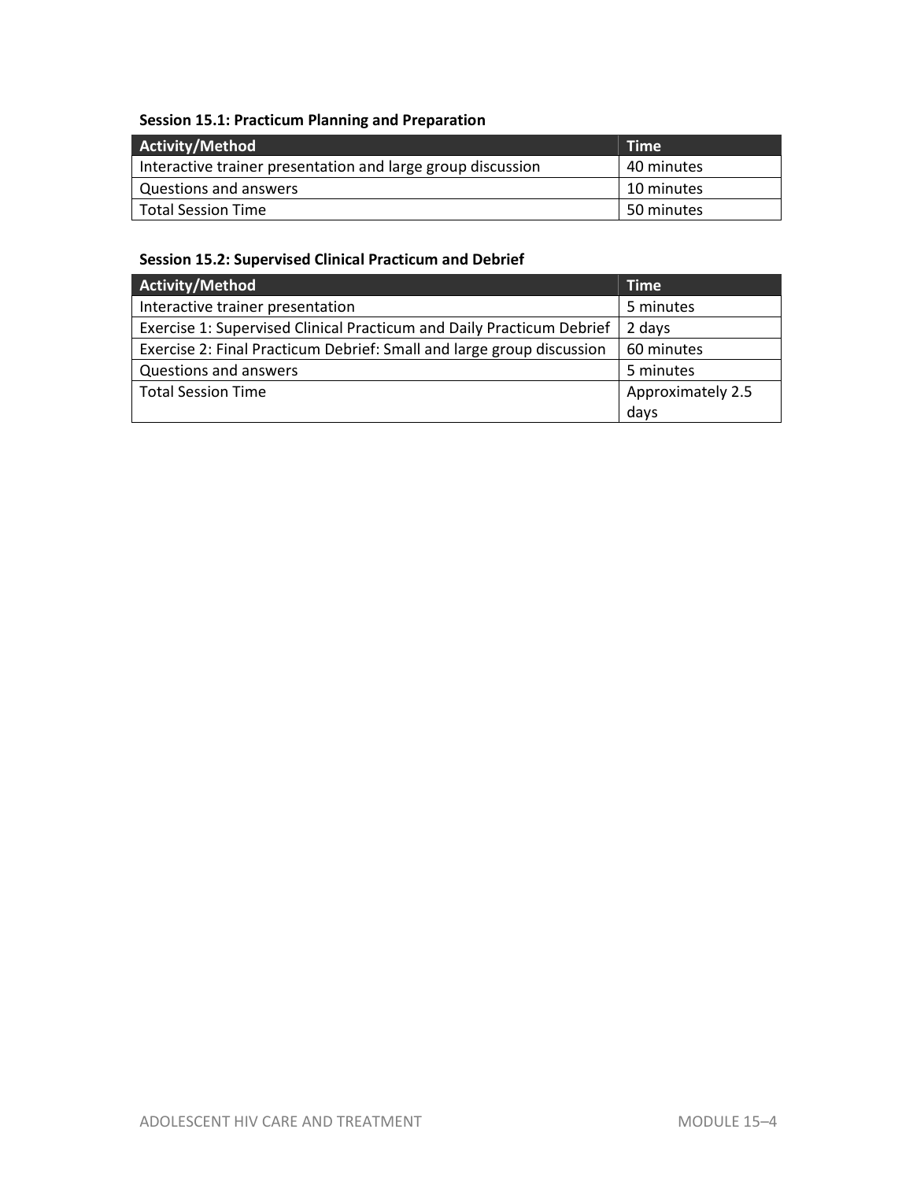**Session 15.1: Practicum Planning and Preparation**

| Activity/Method | Time |
| --- | --- |
| Interactive trainer presentation and large group discussion | 40 minutes |
| Questions and answers | 10 minutes |
| Total Session Time | 50 minutes |

**Session 15.2: Supervised Clinical Practicum and Debrief**

| Activity/Method | Time |
| --- | --- |
| Interactive trainer presentation | 5 minutes |
| Exercise 1: Supervised Clinical Practicum and Daily Practicum Debrief | 2 days |
| Exercise 2: Final Practicum Debrief: Small and large group discussion | 60 minutes |
| Questions and answers | 5 minutes |
| Total Session Time | Approximately 2.5 days |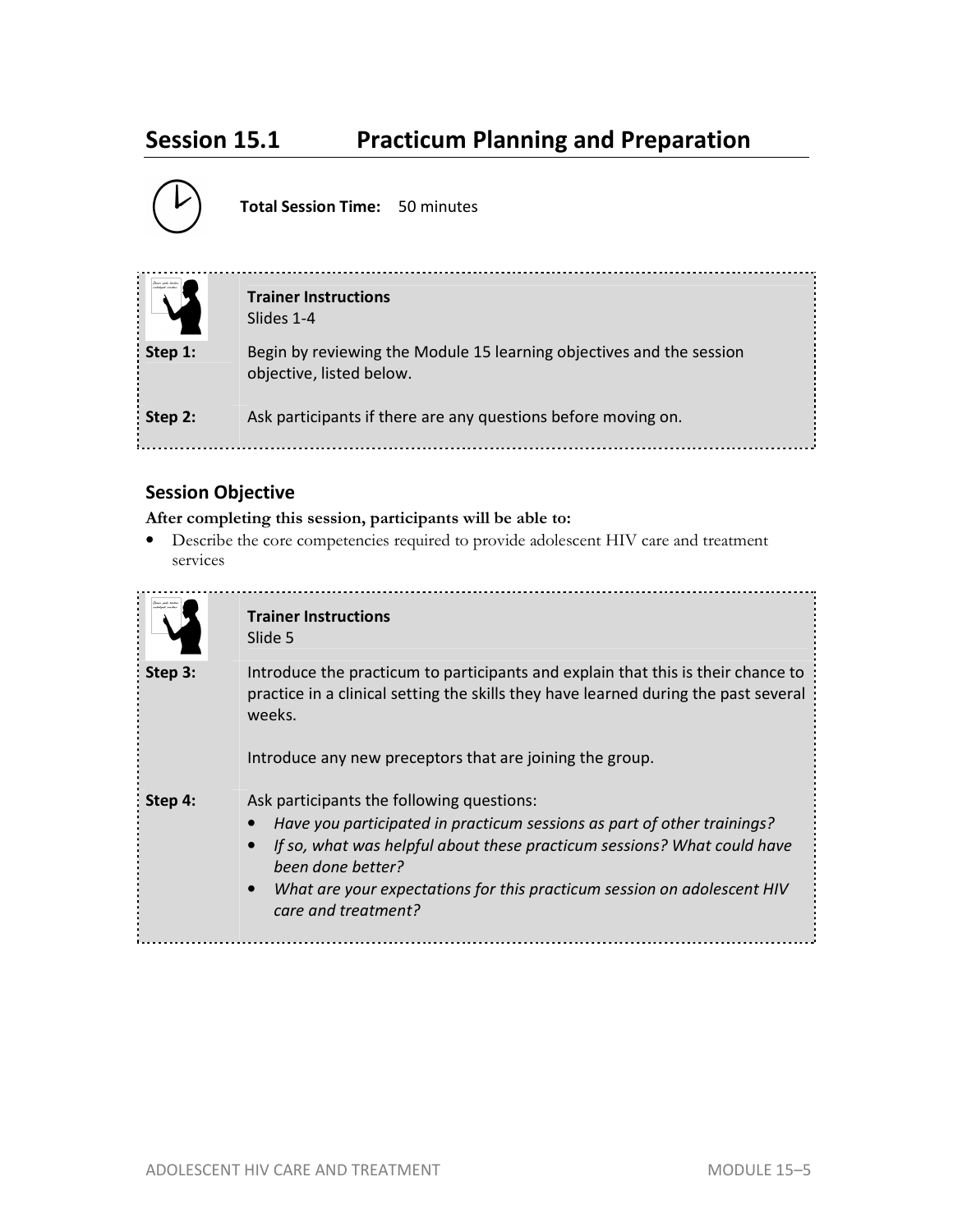# Session 15.1 Practicum Planning and Preparation

**Total Session Time:** 50 minutes

**Trainer Instructions**
Slides 1-4

**Step 1:** Begin by reviewing the Module 15 learning objectives and the session objective, listed below.

**Step 2:** Ask participants if there are any questions before moving on.

## Session Objective

**After completing this session, participants will be able to:**

- Describe the core competencies required to provide adolescent HIV care and treatment services

**Trainer Instructions**
Slide 5

**Step 3:** Introduce the practicum to participants and explain that this is their chance to practice in a clinical setting the skills they have learned during the past several weeks.

Introduce any new preceptors that are joining the group.

**Step 4:** Ask participants the following questions:

- *Have you participated in practicum sessions as part of other trainings?*
- *If so, what was helpful about these practicum sessions? What could have been done better?*
- *What are your expectations for this practicum session on adolescent HIV care and treatment?*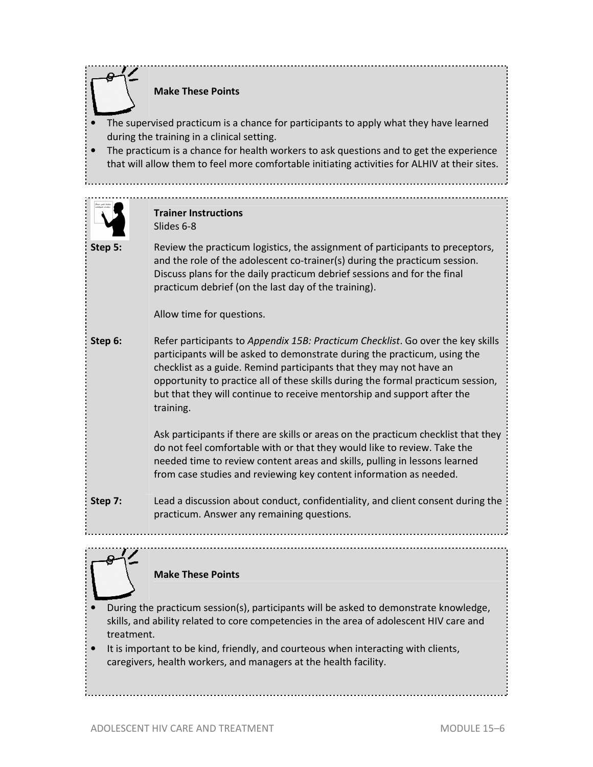**Make These Points**

- The supervised practicum is a chance for participants to apply what they have learned during the training in a clinical setting.
- The practicum is a chance for health workers to ask questions and to get the experience that will allow them to feel more comfortable initiating activities for ALHIV at their sites.

**Trainer Instructions**
Slides 6-8

**Step 5:** Review the practicum logistics, the assignment of participants to preceptors, and the role of the adolescent co-trainer(s) during the practicum session. Discuss plans for the daily practicum debrief sessions and for the final practicum debrief (on the last day of the training).

Allow time for questions.

**Step 6:** Refer participants to *Appendix 15B: Practicum Checklist*. Go over the key skills participants will be asked to demonstrate during the practicum, using the checklist as a guide. Remind participants that they may not have an opportunity to practice all of these skills during the formal practicum session, but that they will continue to receive mentorship and support after the training.

Ask participants if there are skills or areas on the practicum checklist that they do not feel comfortable with or that they would like to review. Take the needed time to review content areas and skills, pulling in lessons learned from case studies and reviewing key content information as needed.

**Step 7:** Lead a discussion about conduct, confidentiality, and client consent during the practicum. Answer any remaining questions.

**Make These Points**

- During the practicum session(s), participants will be asked to demonstrate knowledge, skills, and ability related to core competencies in the area of adolescent HIV care and treatment.
- It is important to be kind, friendly, and courteous when interacting with clients, caregivers, health workers, and managers at the health facility.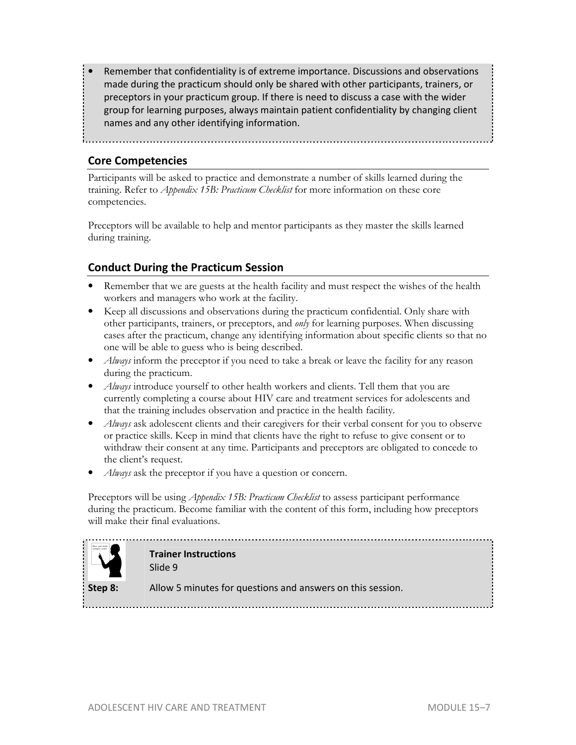- Remember that confidentiality is of extreme importance. Discussions and observations made during the practicum should only be shared with other participants, trainers, or preceptors in your practicum group. If there is need to discuss a case with the wider group for learning purposes, always maintain patient confidentiality by changing client names and any other identifying information.

## Core Competencies

Participants will be asked to practice and demonstrate a number of skills learned during the training. Refer to *Appendix 15B: Practicum Checklist* for more information on these core competencies.

Preceptors will be available to help and mentor participants as they master the skills learned during training.

## Conduct During the Practicum Session

- Remember that we are guests at the health facility and must respect the wishes of the health workers and managers who work at the facility.
- Keep all discussions and observations during the practicum confidential. Only share with other participants, trainers, or preceptors, and *only* for learning purposes. When discussing cases after the practicum, change any identifying information about specific clients so that no one will be able to guess who is being described.
- *Always* inform the preceptor if you need to take a break or leave the facility for any reason during the practicum.
- *Always* introduce yourself to other health workers and clients. Tell them that you are currently completing a course about HIV care and treatment services for adolescents and that the training includes observation and practice in the health facility.
- *Always* ask adolescent clients and their caregivers for their verbal consent for you to observe or practice skills. Keep in mind that clients have the right to refuse to give consent or to withdraw their consent at any time. Participants and preceptors are obligated to concede to the client's request.
- *Always* ask the preceptor if you have a question or concern.

Preceptors will be using *Appendix 15B: Practicum Checklist* to assess participant performance during the practicum. Become familiar with the content of this form, including how preceptors will make their final evaluations.

**Trainer Instructions**
Slide 9

**Step 8:** Allow 5 minutes for questions and answers on this session.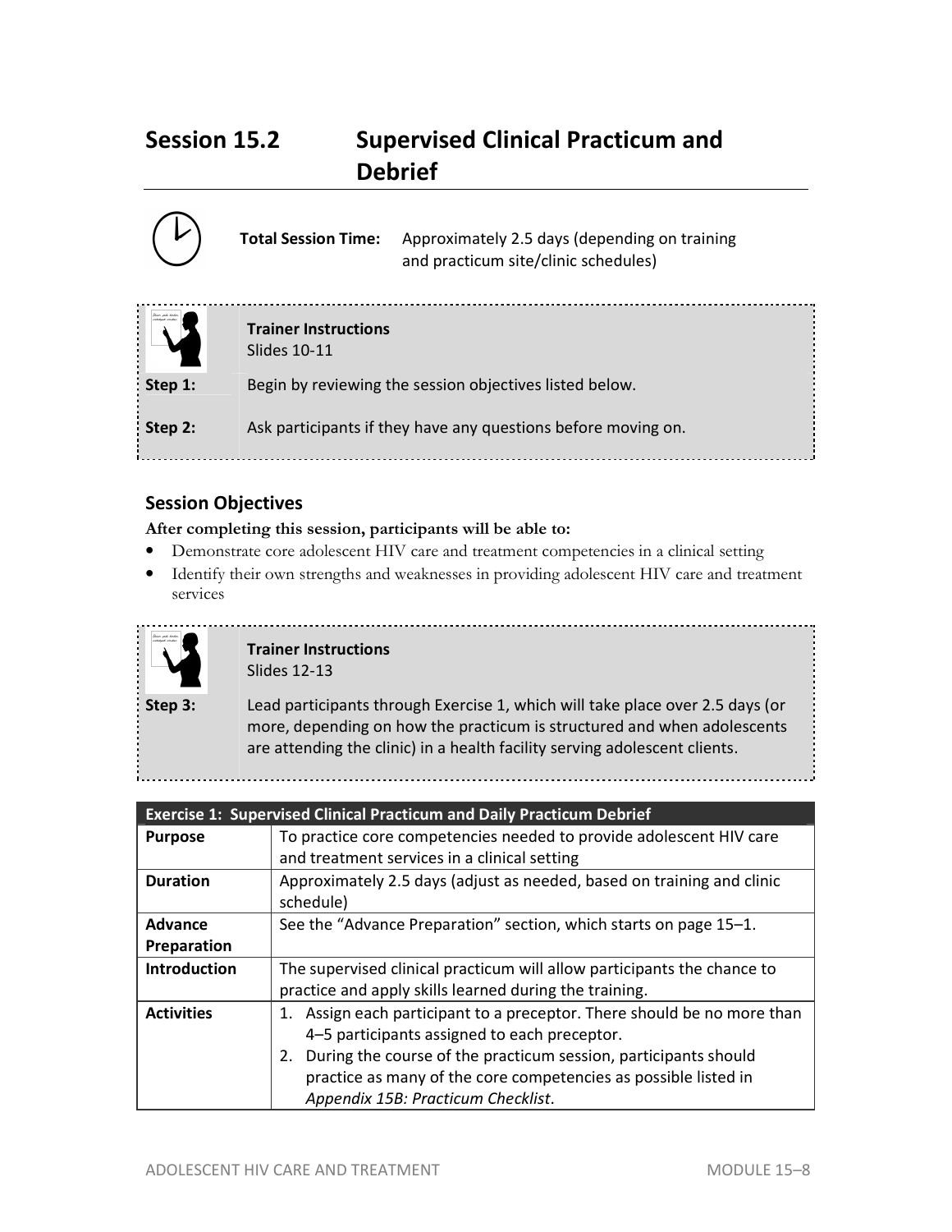## Session 15.2 Supervised Clinical Practicum and Debrief

**Total Session Time:** Approximately 2.5 days (depending on training and practicum site/clinic schedules)

**Trainer Instructions**
Slides 10-11

**Step 1:** Begin by reviewing the session objectives listed below.

**Step 2:** Ask participants if they have any questions before moving on.

### Session Objectives

**After completing this session, participants will be able to:**

- Demonstrate core adolescent HIV care and treatment competencies in a clinical setting
- Identify their own strengths and weaknesses in providing adolescent HIV care and treatment services

**Trainer Instructions**
Slides 12-13

**Step 3:** Lead participants through Exercise 1, which will take place over 2.5 days (or more, depending on how the practicum is structured and when adolescents are attending the clinic) in a health facility serving adolescent clients.

| Exercise 1: Supervised Clinical Practicum and Daily Practicum Debrief | |
|---|---|
| **Purpose** | To practice core competencies needed to provide adolescent HIV care and treatment services in a clinical setting |
| **Duration** | Approximately 2.5 days (adjust as needed, based on training and clinic schedule) |
| **Advance Preparation** | See the "Advance Preparation" section, which starts on page 15–1. |
| **Introduction** | The supervised clinical practicum will allow participants the chance to practice and apply skills learned during the training. |
| **Activities** | 1. Assign each participant to a preceptor. There should be no more than 4–5 participants assigned to each preceptor.<br>2. During the course of the practicum session, participants should practice as many of the core competencies as possible listed in *Appendix 15B: Practicum Checklist*. |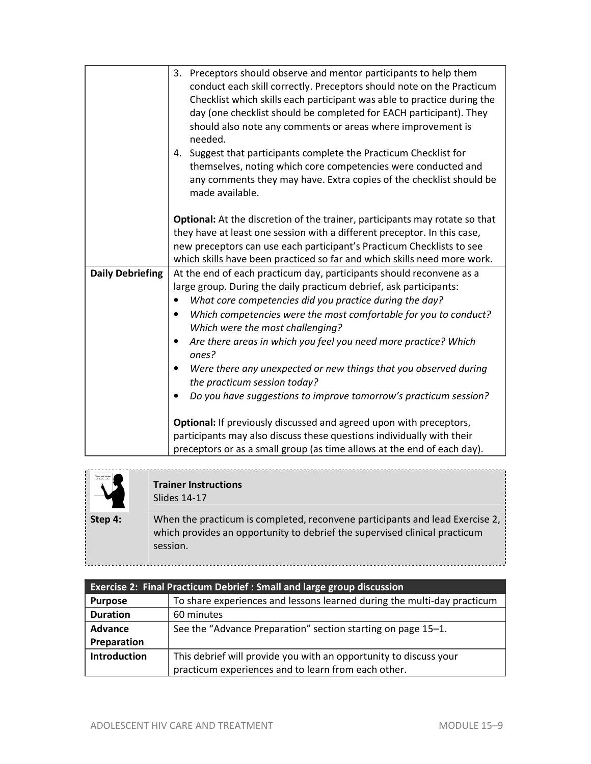| | |
|---|---|
| | 3. Preceptors should observe and mentor participants to help them conduct each skill correctly. Preceptors should note on the Practicum Checklist which skills each participant was able to practice during the day (one checklist should be completed for EACH participant). They should also note any comments or areas where improvement is needed.<br>4. Suggest that participants complete the Practicum Checklist for themselves, noting which core competencies were conducted and any comments they may have. Extra copies of the checklist should be made available.<br><br>**Optional:** At the discretion of the trainer, participants may rotate so that they have at least one session with a different preceptor. In this case, new preceptors can use each participant's Practicum Checklists to see which skills have been practiced so far and which skills need more work. |
| **Daily Debriefing** | At the end of each practicum day, participants should reconvene as a large group. During the daily practicum debrief, ask participants:<br>• *What core competencies did you practice during the day?*<br>• *Which competencies were the most comfortable for you to conduct? Which were the most challenging?*<br>• *Are there areas in which you feel you need more practice? Which ones?*<br>• *Were there any unexpected or new things that you observed during the practicum session today?*<br>• *Do you have suggestions to improve tomorrow's practicum session?*<br><br>**Optional:** If previously discussed and agreed upon with preceptors, participants may also discuss these questions individually with their preceptors or as a small group (as time allows at the end of each day). |

**Trainer Instructions**
Slides 14-17

**Step 4:** When the practicum is completed, reconvene participants and lead Exercise 2, which provides an opportunity to debrief the supervised clinical practicum session.

| **Exercise 2: Final Practicum Debrief : Small and large group discussion** | |
|---|---|
| **Purpose** | To share experiences and lessons learned during the multi-day practicum |
| **Duration** | 60 minutes |
| **Advance Preparation** | See the "Advance Preparation" section starting on page 15–1. |
| **Introduction** | This debrief will provide you with an opportunity to discuss your practicum experiences and to learn from each other. |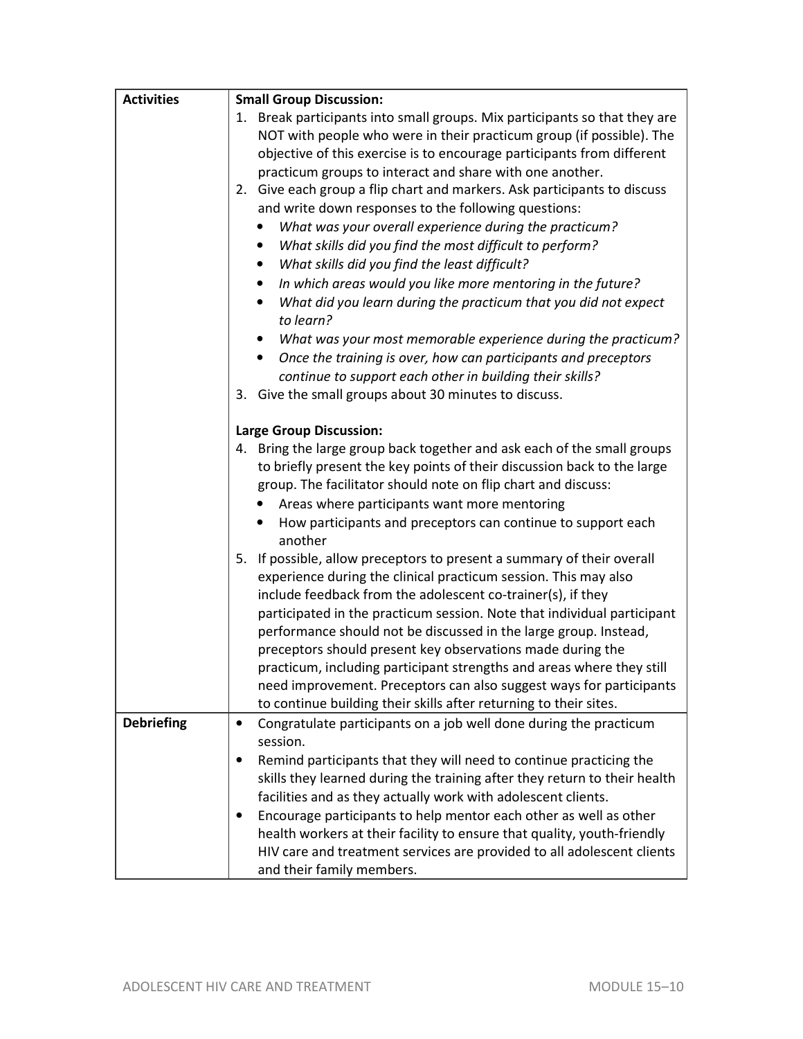| | |
|---|---|
| **Activities** | **Small Group Discussion:**<br>1. Break participants into small groups. Mix participants so that they are NOT with people who were in their practicum group (if possible). The objective of this exercise is to encourage participants from different practicum groups to interact and share with one another.<br>2. Give each group a flip chart and markers. Ask participants to discuss and write down responses to the following questions:<br>• *What was your overall experience during the practicum?*<br>• *What skills did you find the most difficult to perform?*<br>• *What skills did you find the least difficult?*<br>• *In which areas would you like more mentoring in the future?*<br>• *What did you learn during the practicum that you did not expect to learn?*<br>• *What was your most memorable experience during the practicum?*<br>• *Once the training is over, how can participants and preceptors continue to support each other in building their skills?*<br>3. Give the small groups about 30 minutes to discuss.<br><br>**Large Group Discussion:**<br>4. Bring the large group back together and ask each of the small groups to briefly present the key points of their discussion back to the large group. The facilitator should note on flip chart and discuss:<br>• Areas where participants want more mentoring<br>• How participants and preceptors can continue to support each another<br>5. If possible, allow preceptors to present a summary of their overall experience during the clinical practicum session. This may also include feedback from the adolescent co-trainer(s), if they participated in the practicum session. Note that individual participant performance should not be discussed in the large group. Instead, preceptors should present key observations made during the practicum, including participant strengths and areas where they still need improvement. Preceptors can also suggest ways for participants to continue building their skills after returning to their sites. |
| **Debriefing** | • Congratulate participants on a job well done during the practicum session.<br>• Remind participants that they will need to continue practicing the skills they learned during the training after they return to their health facilities and as they actually work with adolescent clients.<br>• Encourage participants to help mentor each other as well as other health workers at their facility to ensure that quality, youth-friendly HIV care and treatment services are provided to all adolescent clients and their family members. |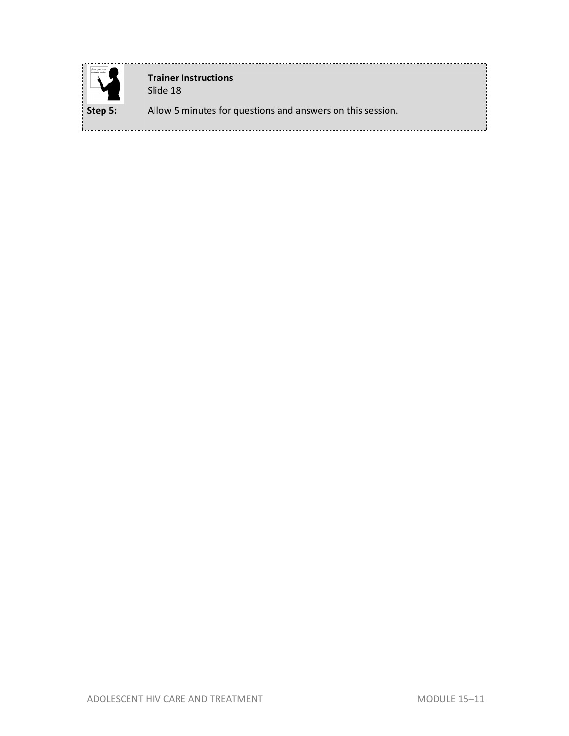**Trainer Instructions**
Slide 18

**Step 5:** Allow 5 minutes for questions and answers on this session.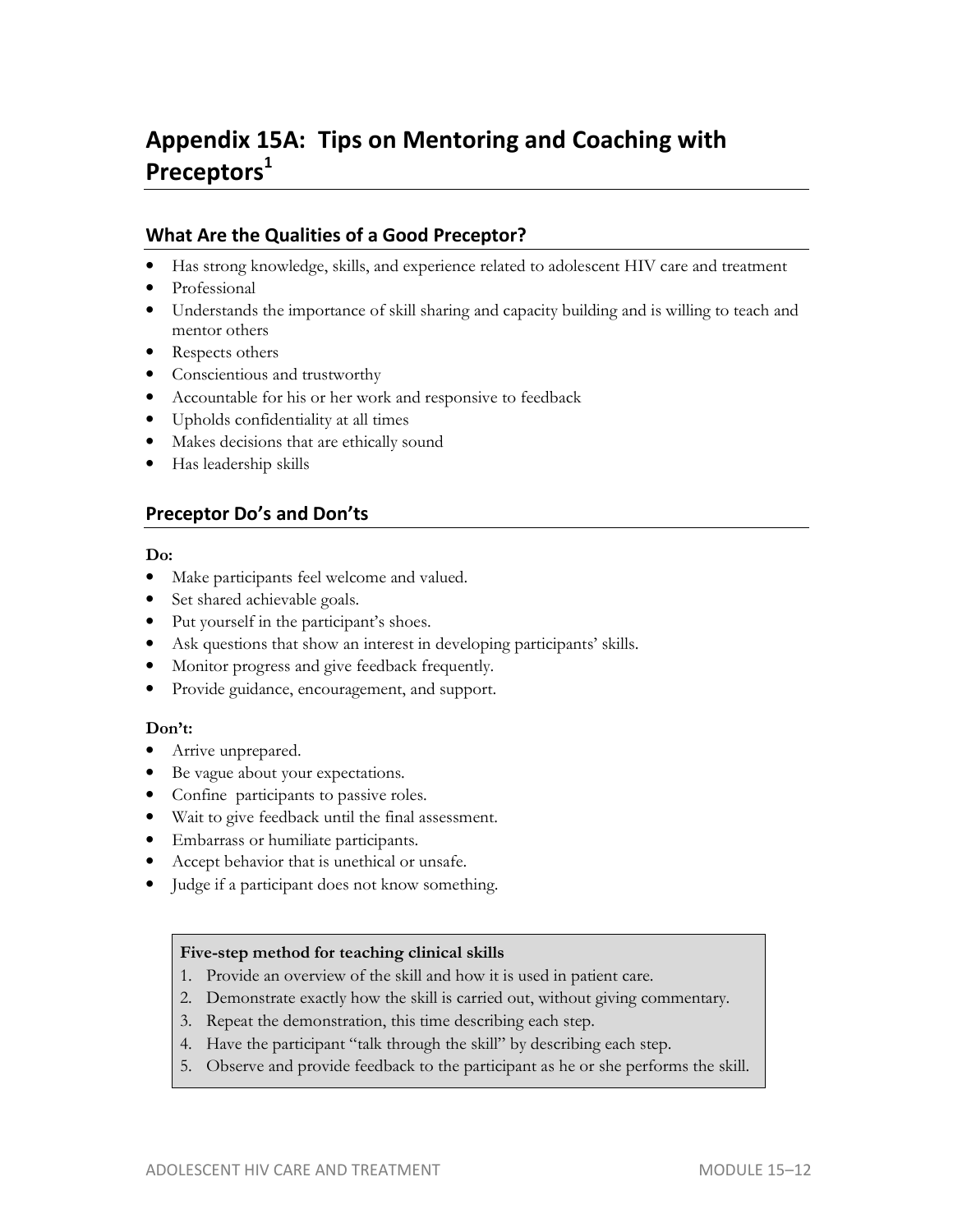# Appendix 15A: Tips on Mentoring and Coaching with Preceptors[1]

## What Are the Qualities of a Good Preceptor?

- Has strong knowledge, skills, and experience related to adolescent HIV care and treatment
- Professional
- Understands the importance of skill sharing and capacity building and is willing to teach and mentor others
- Respects others
- Conscientious and trustworthy
- Accountable for his or her work and responsive to feedback
- Upholds confidentiality at all times
- Makes decisions that are ethically sound
- Has leadership skills

## Preceptor Do's and Don'ts

**Do:**

- Make participants feel welcome and valued.
- Set shared achievable goals.
- Put yourself in the participant's shoes.
- Ask questions that show an interest in developing participants' skills.
- Monitor progress and give feedback frequently.
- Provide guidance, encouragement, and support.

**Don't:**

- Arrive unprepared.
- Be vague about your expectations.
- Confine participants to passive roles.
- Wait to give feedback until the final assessment.
- Embarrass or humiliate participants.
- Accept behavior that is unethical or unsafe.
- Judge if a participant does not know something.

**Five-step method for teaching clinical skills**

1. Provide an overview of the skill and how it is used in patient care.
2. Demonstrate exactly how the skill is carried out, without giving commentary.
3. Repeat the demonstration, this time describing each step.
4. Have the participant "talk through the skill" by describing each step.
5. Observe and provide feedback to the participant as he or she performs the skill.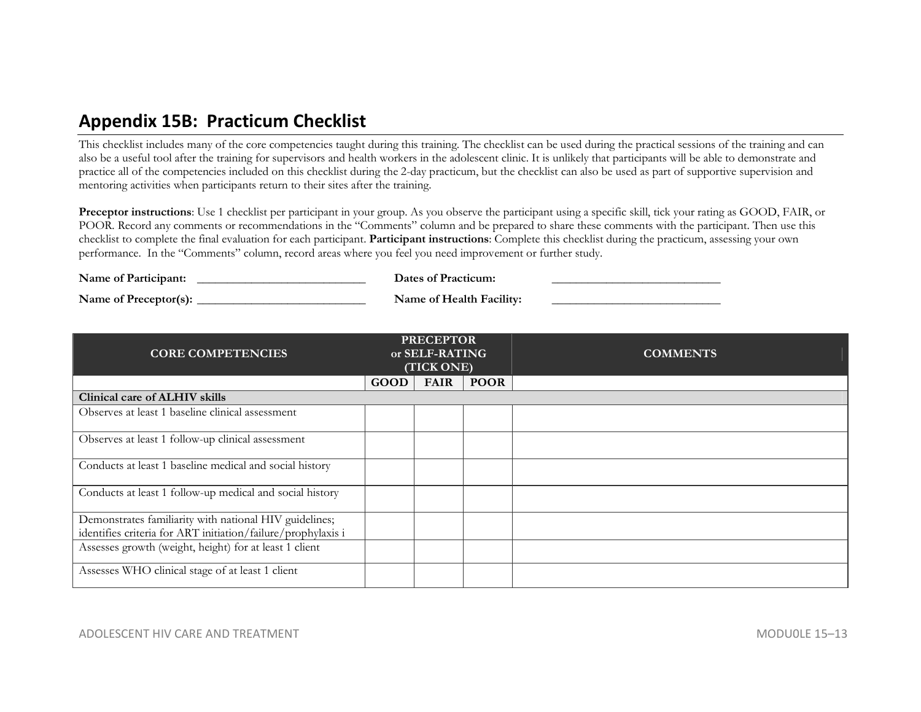## Appendix 15B: Practicum Checklist

This checklist includes many of the core competencies taught during this training. The checklist can be used during the practical sessions of the training and can also be a useful tool after the training for supervisors and health workers in the adolescent clinic. It is unlikely that participants will be able to demonstrate and practice all of the competencies included on this checklist during the 2-day practicum, but the checklist can also be used as part of supportive supervision and mentoring activities when participants return to their sites after the training.

**Preceptor instructions**: Use 1 checklist per participant in your group. As you observe the participant using a specific skill, tick your rating as GOOD, FAIR, or POOR. Record any comments or recommendations in the "Comments" column and be prepared to share these comments with the participant. Then use this checklist to complete the final evaluation for each participant. **Participant instructions**: Complete this checklist during the practicum, assessing your own performance. In the "Comments" column, record areas where you feel you need improvement or further study.

**Name of Participant:** ___________________________ **Dates of Practicum:** ___________________________

**Name of Preceptor(s):** ___________________________ **Name of Health Facility:** ___________________________

| CORE COMPETENCIES | PRECEPTOR or SELF-RATING (TICK ONE) | | | COMMENTS |
|---|---|---|---|---|
| | GOOD | FAIR | POOR | |
| **Clinical care of ALHIV skills** | | | | |
| Observes at least 1 baseline clinical assessment | | | | |
| Observes at least 1 follow-up clinical assessment | | | | |
| Conducts at least 1 baseline medical and social history | | | | |
| Conducts at least 1 follow-up medical and social history | | | | |
| Demonstrates familiarity with national HIV guidelines; identifies criteria for ART initiation/failure/prophylaxis i | | | | |
| Assesses growth (weight, height) for at least 1 client | | | | |
| Assesses WHO clinical stage of at least 1 client | | | | |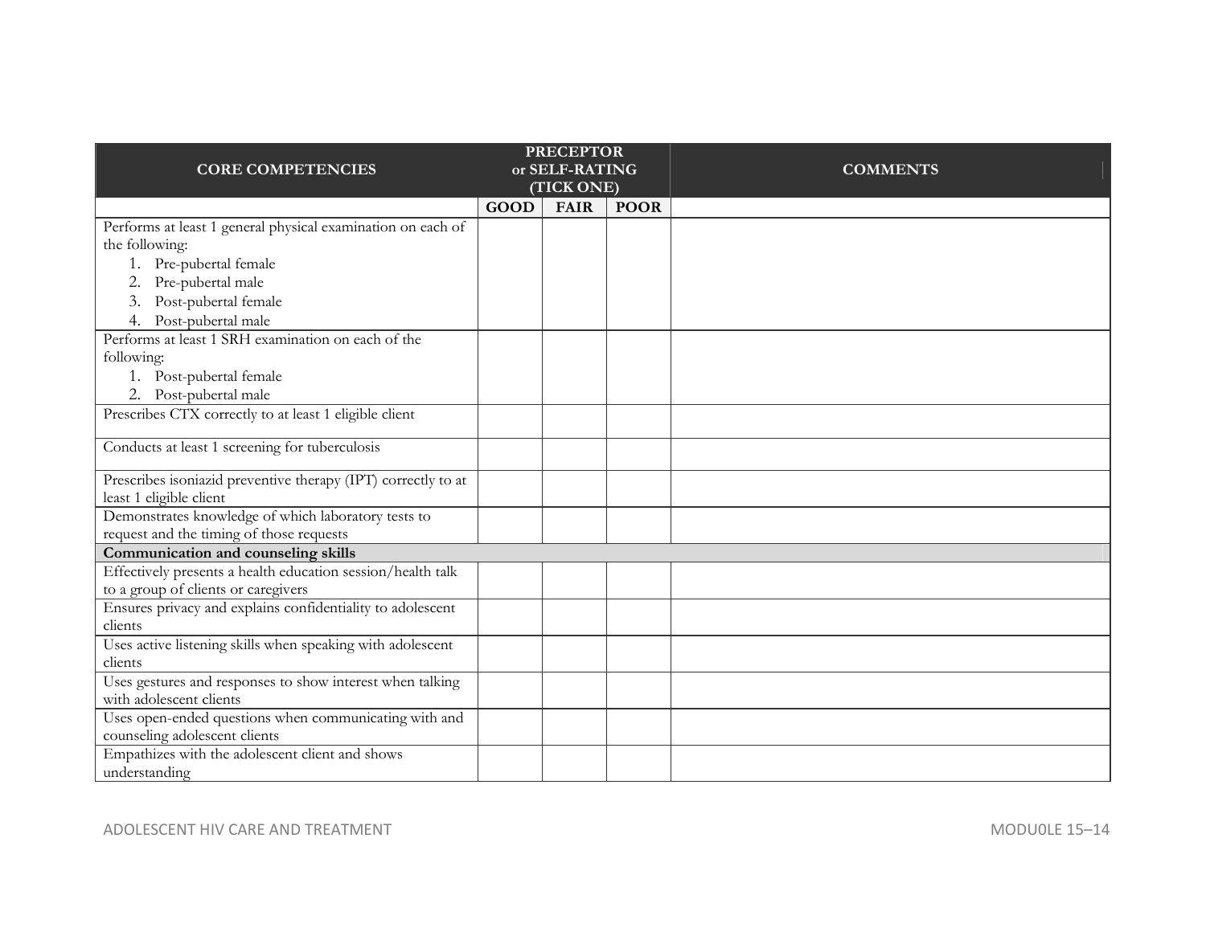| CORE COMPETENCIES | PRECEPTOR or SELF-RATING (TICK ONE) | | | COMMENTS |
|---|---|---|---|---|
| | GOOD | FAIR | POOR | |
| Performs at least 1 general physical examination on each of the following:<br>1. Pre-pubertal female<br>2. Pre-pubertal male<br>3. Post-pubertal female<br>4. Post-pubertal male | | | | |
| Performs at least 1 SRH examination on each of the following:<br>1. Post-pubertal female<br>2. Post-pubertal male | | | | |
| Prescribes CTX correctly to at least 1 eligible client | | | | |
| Conducts at least 1 screening for tuberculosis | | | | |
| Prescribes isoniazid preventive therapy (IPT) correctly to at least 1 eligible client | | | | |
| Demonstrates knowledge of which laboratory tests to request and the timing of those requests | | | | |
| **Communication and counseling skills** | | | | |
| Effectively presents a health education session/health talk to a group of clients or caregivers | | | | |
| Ensures privacy and explains confidentiality to adolescent clients | | | | |
| Uses active listening skills when speaking with adolescent clients | | | | |
| Uses gestures and responses to show interest when talking with adolescent clients | | | | |
| Uses open-ended questions when communicating with and counseling adolescent clients | | | | |
| Empathizes with the adolescent client and shows understanding | | | | |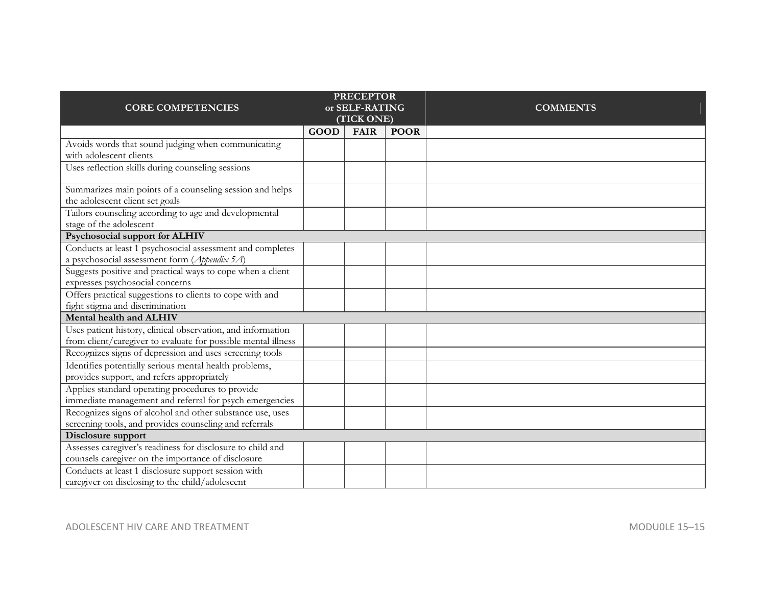| CORE COMPETENCIES | PRECEPTOR or SELF-RATING (TICK ONE) | | | COMMENTS |
|---|---|---|---|---|
| | GOOD | FAIR | POOR | |
| Avoids words that sound judging when communicating with adolescent clients | | | | |
| Uses reflection skills during counseling sessions | | | | |
| Summarizes main points of a counseling session and helps the adolescent client set goals | | | | |
| Tailors counseling according to age and developmental stage of the adolescent | | | | |
| **Psychosocial support for ALHIV** | | | | |
| Conducts at least 1 psychosocial assessment and completes a psychosocial assessment form (*Appendix 5A*) | | | | |
| Suggests positive and practical ways to cope when a client expresses psychosocial concerns | | | | |
| Offers practical suggestions to clients to cope with and fight stigma and discrimination | | | | |
| **Mental health and ALHIV** | | | | |
| Uses patient history, clinical observation, and information from client/caregiver to evaluate for possible mental illness | | | | |
| Recognizes signs of depression and uses screening tools | | | | |
| Identifies potentially serious mental health problems, provides support, and refers appropriately | | | | |
| Applies standard operating procedures to provide immediate management and referral for psych emergencies | | | | |
| Recognizes signs of alcohol and other substance use, uses screening tools, and provides counseling and referrals | | | | |
| **Disclosure support** | | | | |
| Assesses caregiver's readiness for disclosure to child and counsels caregiver on the importance of disclosure | | | | |
| Conducts at least 1 disclosure support session with caregiver on disclosing to the child/adolescent | | | | |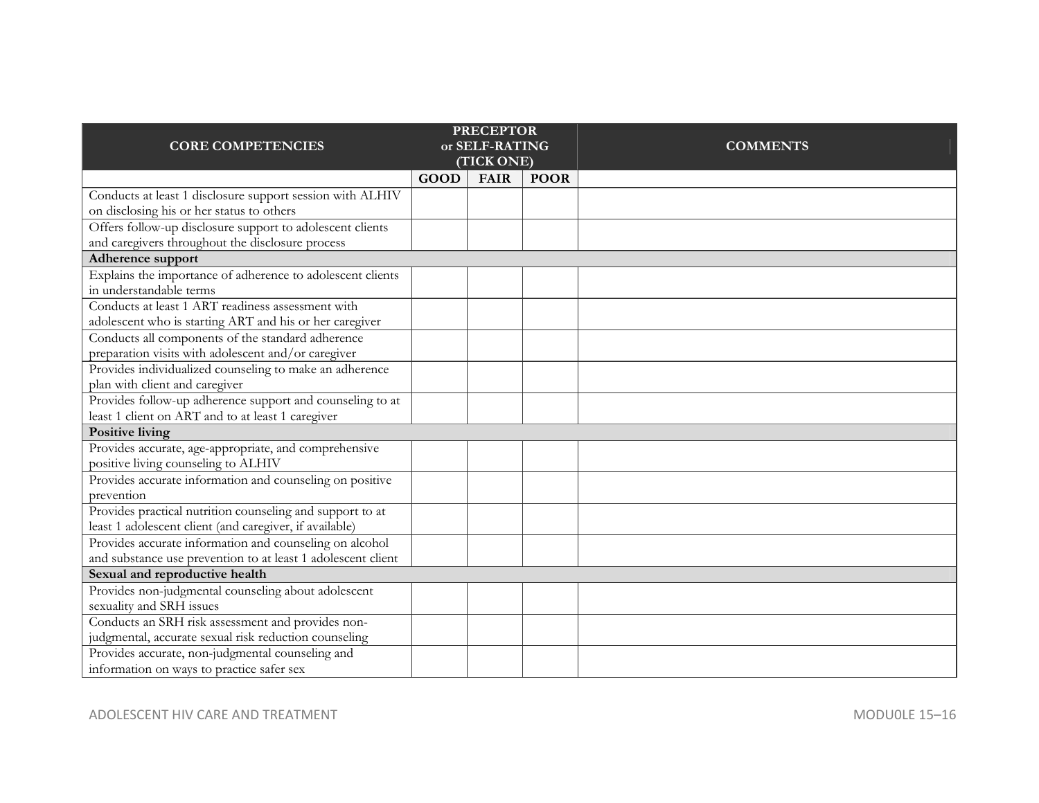| CORE COMPETENCIES | PRECEPTOR or SELF-RATING (TICK ONE) | | | COMMENTS |
|---|---|---|---|---|
| | GOOD | FAIR | POOR | |
| Conducts at least 1 disclosure support session with ALHIV on disclosing his or her status to others | | | | |
| Offers follow-up disclosure support to adolescent clients and caregivers throughout the disclosure process | | | | |
| **Adherence support** | | | | |
| Explains the importance of adherence to adolescent clients in understandable terms | | | | |
| Conducts at least 1 ART readiness assessment with adolescent who is starting ART and his or her caregiver | | | | |
| Conducts all components of the standard adherence preparation visits with adolescent and/or caregiver | | | | |
| Provides individualized counseling to make an adherence plan with client and caregiver | | | | |
| Provides follow-up adherence support and counseling to at least 1 client on ART and to at least 1 caregiver | | | | |
| **Positive living** | | | | |
| Provides accurate, age-appropriate, and comprehensive positive living counseling to ALHIV | | | | |
| Provides accurate information and counseling on positive prevention | | | | |
| Provides practical nutrition counseling and support to at least 1 adolescent client (and caregiver, if available) | | | | |
| Provides accurate information and counseling on alcohol and substance use prevention to at least 1 adolescent client | | | | |
| **Sexual and reproductive health** | | | | |
| Provides non-judgmental counseling about adolescent sexuality and SRH issues | | | | |
| Conducts an SRH risk assessment and provides non-judgmental, accurate sexual risk reduction counseling | | | | |
| Provides accurate, non-judgmental counseling and information on ways to practice safer sex | | | | |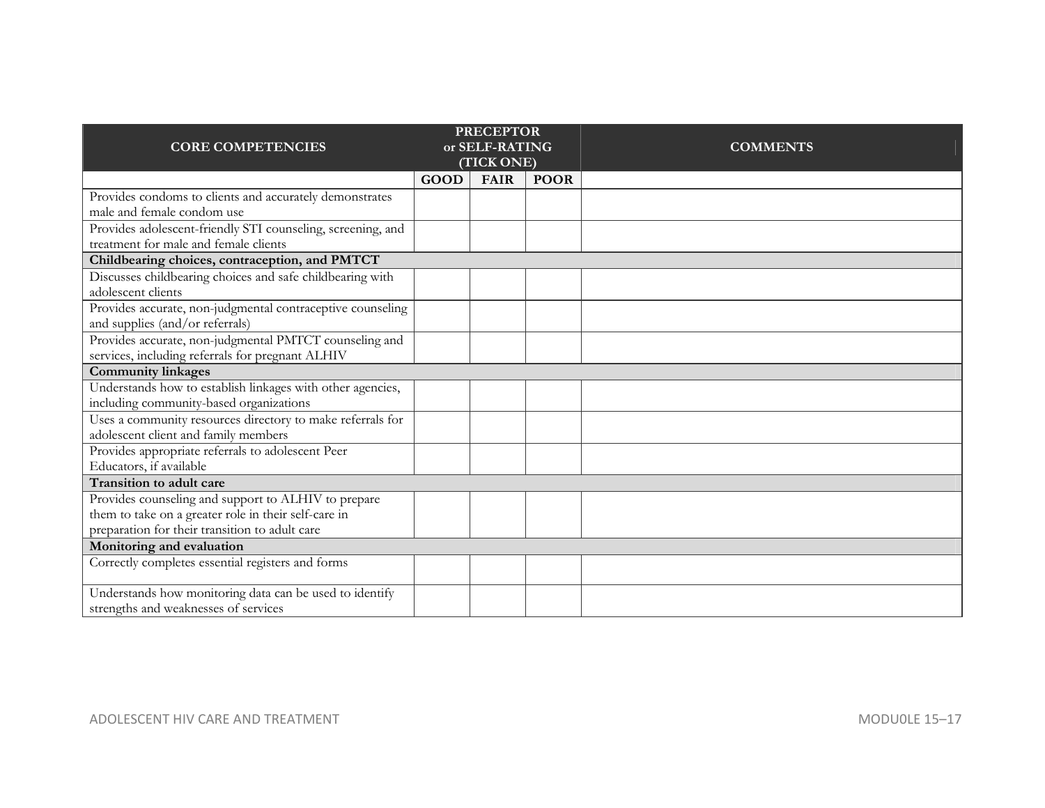| CORE COMPETENCIES | PRECEPTOR or SELF-RATING (TICK ONE) | | | COMMENTS |
|---|---|---|---|---|
| | GOOD | FAIR | POOR | |
| Provides condoms to clients and accurately demonstrates male and female condom use | | | | |
| Provides adolescent-friendly STI counseling, screening, and treatment for male and female clients | | | | |
| **Childbearing choices, contraception, and PMTCT** | | | | |
| Discusses childbearing choices and safe childbearing with adolescent clients | | | | |
| Provides accurate, non-judgmental contraceptive counseling and supplies (and/or referrals) | | | | |
| Provides accurate, non-judgmental PMTCT counseling and services, including referrals for pregnant ALHIV | | | | |
| **Community linkages** | | | | |
| Understands how to establish linkages with other agencies, including community-based organizations | | | | |
| Uses a community resources directory to make referrals for adolescent client and family members | | | | |
| Provides appropriate referrals to adolescent Peer Educators, if available | | | | |
| **Transition to adult care** | | | | |
| Provides counseling and support to ALHIV to prepare them to take on a greater role in their self-care in preparation for their transition to adult care | | | | |
| **Monitoring and evaluation** | | | | |
| Correctly completes essential registers and forms | | | | |
| Understands how monitoring data can be used to identify strengths and weaknesses of services | | | | |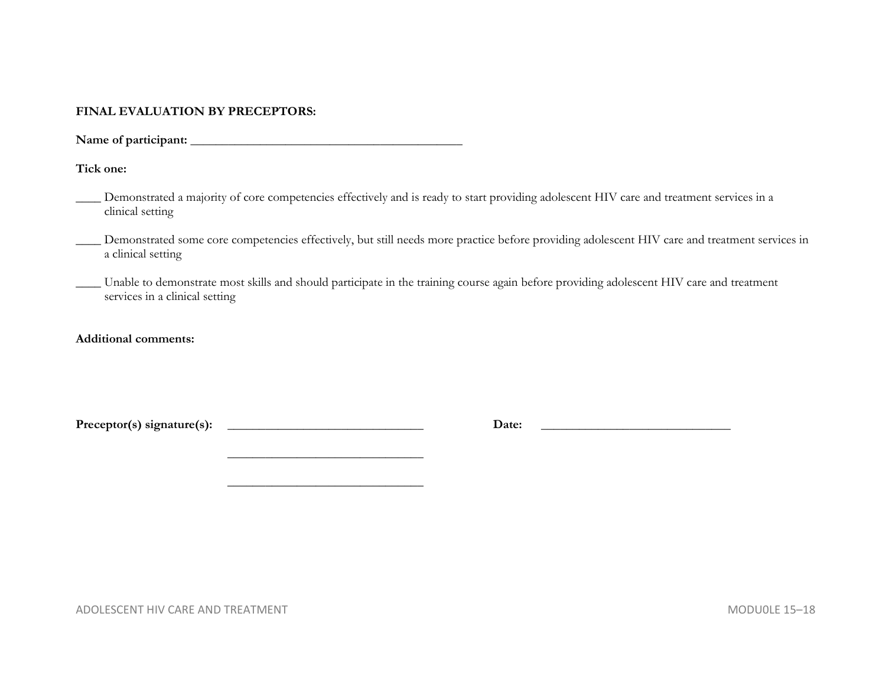**FINAL EVALUATION BY PRECEPTORS:**

**Name of participant:** ___________________________________________

**Tick one:**

____ Demonstrated a majority of core competencies effectively and is ready to start providing adolescent HIV care and treatment services in a clinical setting

____ Demonstrated some core competencies effectively, but still needs more practice before providing adolescent HIV care and treatment services in a clinical setting

____ Unable to demonstrate most skills and should participate in the training course again before providing adolescent HIV care and treatment services in a clinical setting

**Additional comments:**

**Preceptor(s) signature(s):** ______________________________ **Date:** ______________________________

______________________________

______________________________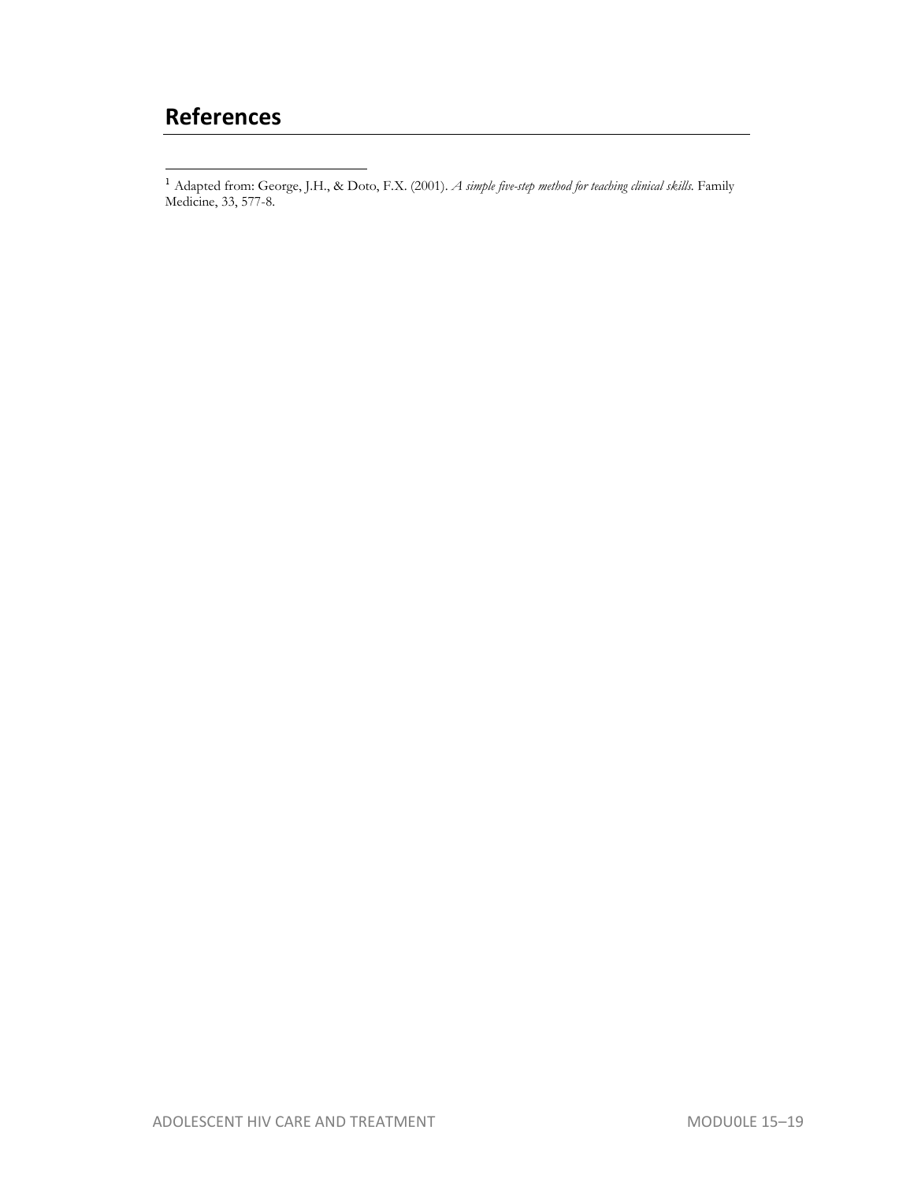## References

[1] Adapted from: George, J.H., & Doto, F.X. (2001). *A simple five-step method for teaching clinical skills.* Family Medicine, 33, 577-8.